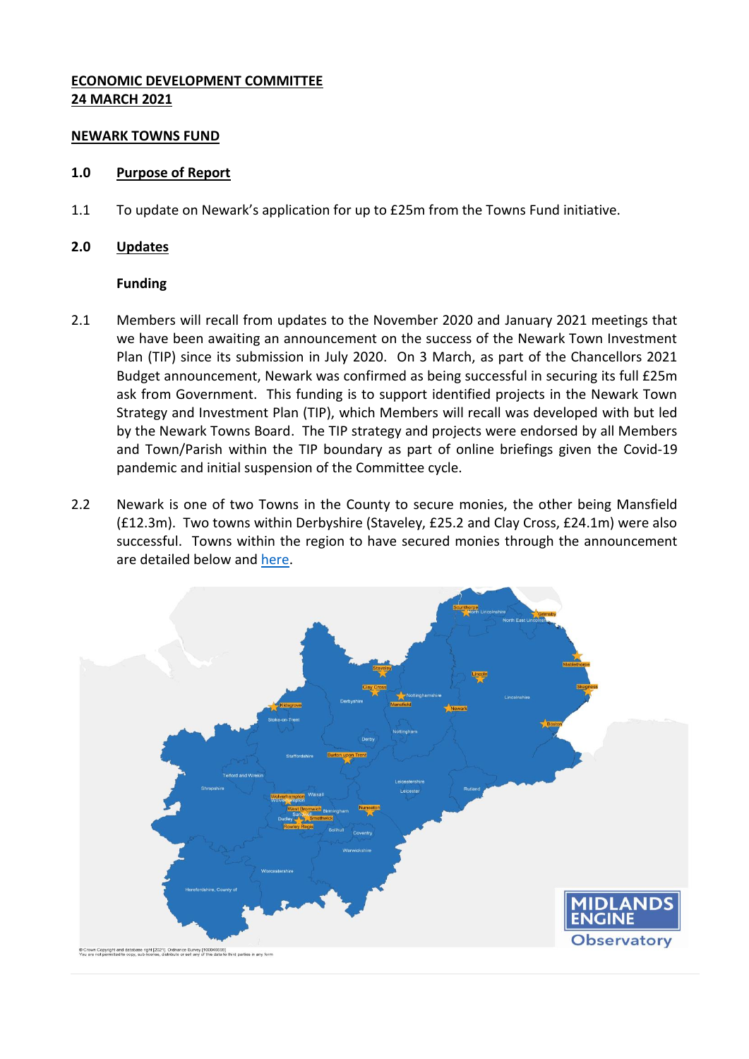**ECONOMIC DEVELOPMENT COMMITTEE**
**24 MARCH 2021**

**NEWARK TOWNS FUND**

## 1.0 Purpose of Report

1.1 To update on Newark's application for up to £25m from the Towns Fund initiative.

## 2.0 Updates

**Funding**

2.1 Members will recall from updates to the November 2020 and January 2021 meetings that we have been awaiting an announcement on the success of the Newark Town Investment Plan (TIP) since its submission in July 2020. On 3 March, as part of the Chancellors 2021 Budget announcement, Newark was confirmed as being successful in securing its full £25m ask from Government. This funding is to support identified projects in the Newark Town Strategy and Investment Plan (TIP), which Members will recall was developed with but led by the Newark Towns Board. The TIP strategy and projects were endorsed by all Members and Town/Parish within the TIP boundary as part of online briefings given the Covid-19 pandemic and initial suspension of the Committee cycle.

2.2 Newark is one of two Towns in the County to secure monies, the other being Mansfield (£12.3m). Two towns within Derbyshire (Staveley, £25.2 and Clay Cross, £24.1m) were also successful. Towns within the region to have secured monies through the announcement are detailed below and here.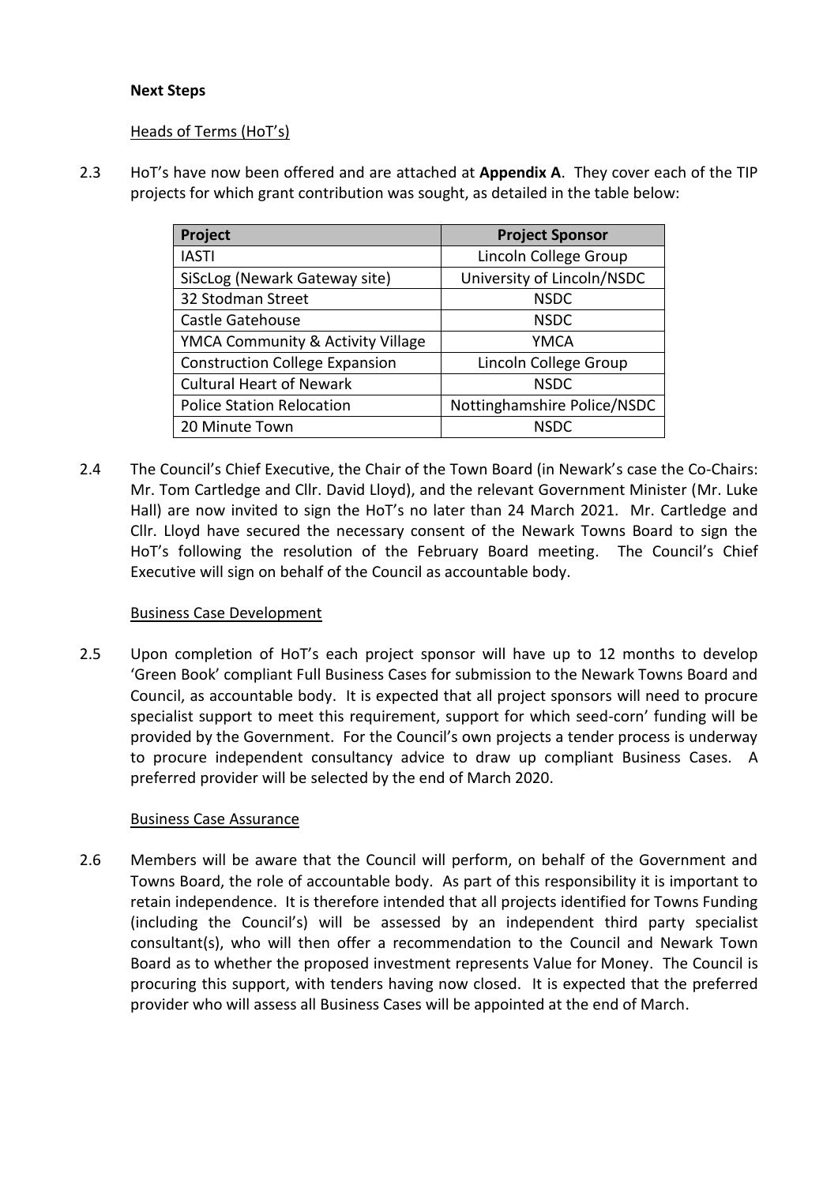**Next Steps**

Heads of Terms (HoT's)

2.3 HoT's have now been offered and are attached at **Appendix A**. They cover each of the TIP projects for which grant contribution was sought, as detailed in the table below:

| Project | Project Sponsor |
|---|---|
| IASTI | Lincoln College Group |
| SiScLog (Newark Gateway site) | University of Lincoln/NSDC |
| 32 Stodman Street | NSDC |
| Castle Gatehouse | NSDC |
| YMCA Community & Activity Village | YMCA |
| Construction College Expansion | Lincoln College Group |
| Cultural Heart of Newark | NSDC |
| Police Station Relocation | Nottinghamshire Police/NSDC |
| 20 Minute Town | NSDC |

2.4 The Council's Chief Executive, the Chair of the Town Board (in Newark's case the Co-Chairs: Mr. Tom Cartledge and Cllr. David Lloyd), and the relevant Government Minister (Mr. Luke Hall) are now invited to sign the HoT's no later than 24 March 2021. Mr. Cartledge and Cllr. Lloyd have secured the necessary consent of the Newark Towns Board to sign the HoT's following the resolution of the February Board meeting. The Council's Chief Executive will sign on behalf of the Council as accountable body.

Business Case Development

2.5 Upon completion of HoT's each project sponsor will have up to 12 months to develop 'Green Book' compliant Full Business Cases for submission to the Newark Towns Board and Council, as accountable body. It is expected that all project sponsors will need to procure specialist support to meet this requirement, support for which seed-corn' funding will be provided by the Government. For the Council's own projects a tender process is underway to procure independent consultancy advice to draw up compliant Business Cases. A preferred provider will be selected by the end of March 2020.

Business Case Assurance

2.6 Members will be aware that the Council will perform, on behalf of the Government and Towns Board, the role of accountable body. As part of this responsibility it is important to retain independence. It is therefore intended that all projects identified for Towns Funding (including the Council's) will be assessed by an independent third party specialist consultant(s), who will then offer a recommendation to the Council and Newark Town Board as to whether the proposed investment represents Value for Money. The Council is procuring this support, with tenders having now closed. It is expected that the preferred provider who will assess all Business Cases will be appointed at the end of March.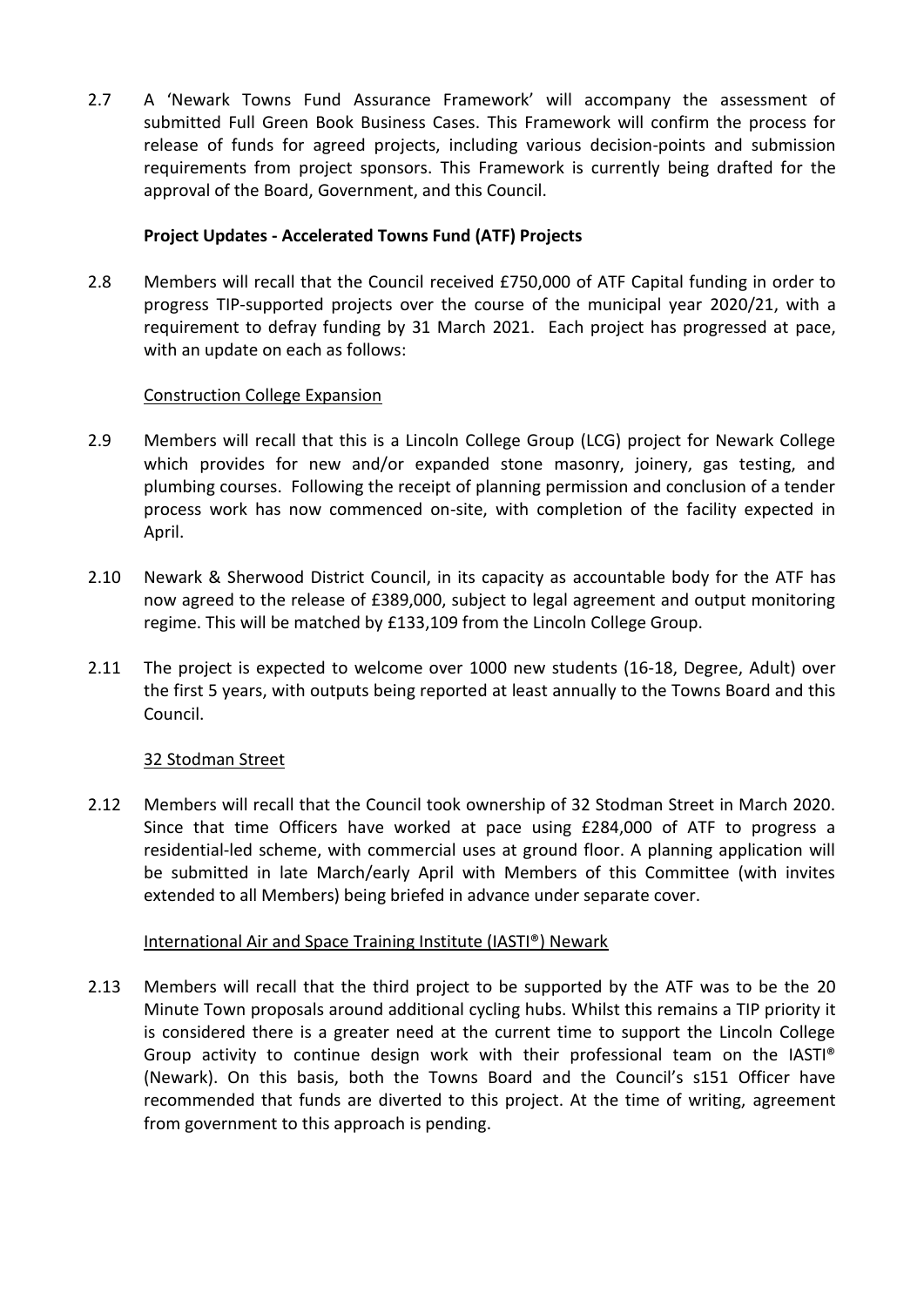2.7 A 'Newark Towns Fund Assurance Framework' will accompany the assessment of submitted Full Green Book Business Cases. This Framework will confirm the process for release of funds for agreed projects, including various decision-points and submission requirements from project sponsors. This Framework is currently being drafted for the approval of the Board, Government, and this Council.

**Project Updates - Accelerated Towns Fund (ATF) Projects**

2.8 Members will recall that the Council received £750,000 of ATF Capital funding in order to progress TIP-supported projects over the course of the municipal year 2020/21, with a requirement to defray funding by 31 March 2021. Each project has progressed at pace, with an update on each as follows:

Construction College Expansion

2.9 Members will recall that this is a Lincoln College Group (LCG) project for Newark College which provides for new and/or expanded stone masonry, joinery, gas testing, and plumbing courses. Following the receipt of planning permission and conclusion of a tender process work has now commenced on-site, with completion of the facility expected in April.

2.10 Newark & Sherwood District Council, in its capacity as accountable body for the ATF has now agreed to the release of £389,000, subject to legal agreement and output monitoring regime. This will be matched by £133,109 from the Lincoln College Group.

2.11 The project is expected to welcome over 1000 new students (16-18, Degree, Adult) over the first 5 years, with outputs being reported at least annually to the Towns Board and this Council.

32 Stodman Street

2.12 Members will recall that the Council took ownership of 32 Stodman Street in March 2020. Since that time Officers have worked at pace using £284,000 of ATF to progress a residential-led scheme, with commercial uses at ground floor. A planning application will be submitted in late March/early April with Members of this Committee (with invites extended to all Members) being briefed in advance under separate cover.

International Air and Space Training Institute (IASTI®) Newark

2.13 Members will recall that the third project to be supported by the ATF was to be the 20 Minute Town proposals around additional cycling hubs. Whilst this remains a TIP priority it is considered there is a greater need at the current time to support the Lincoln College Group activity to continue design work with their professional team on the IASTI® (Newark). On this basis, both the Towns Board and the Council's s151 Officer have recommended that funds are diverted to this project. At the time of writing, agreement from government to this approach is pending.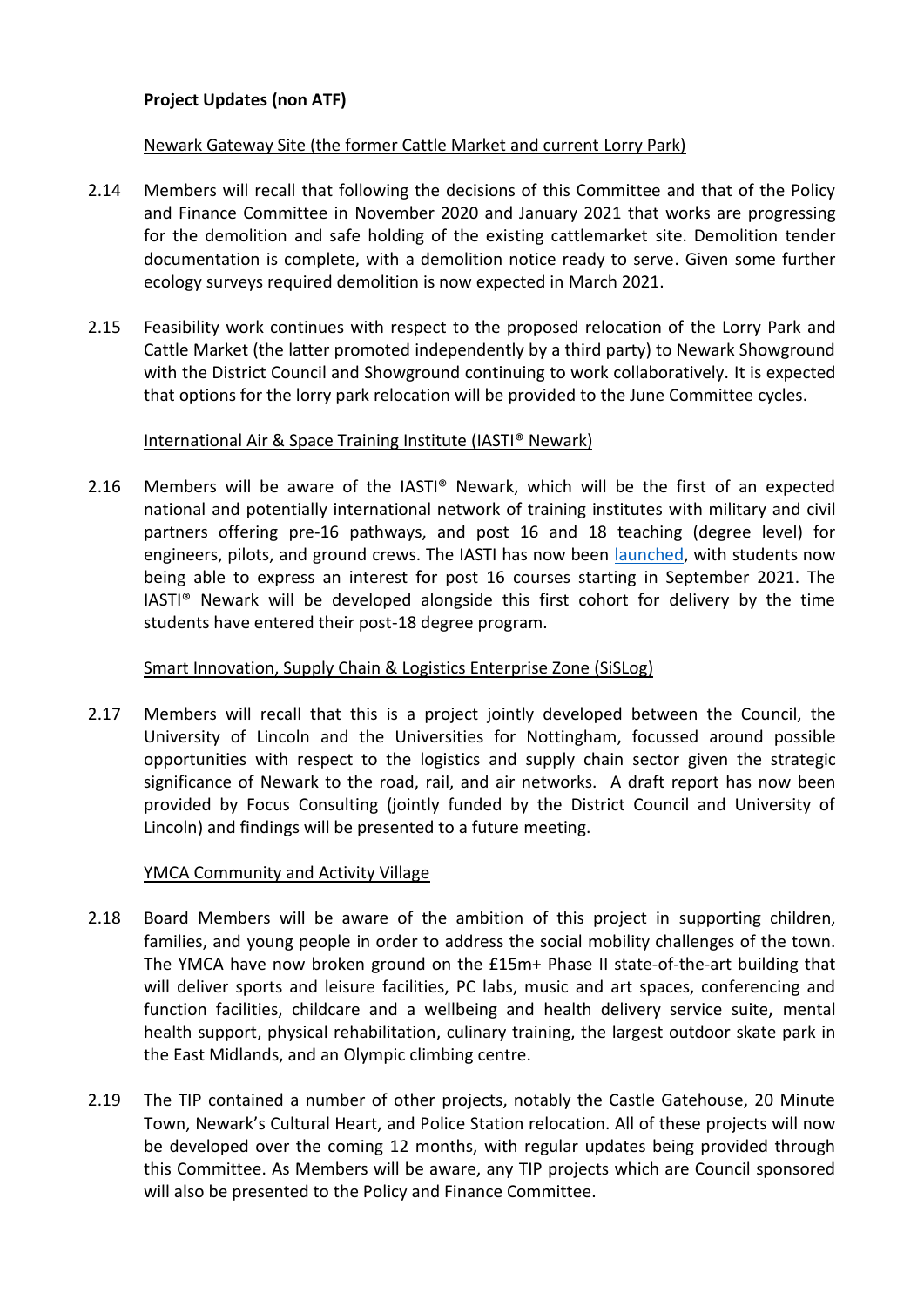**Project Updates (non ATF)**

Newark Gateway Site (the former Cattle Market and current Lorry Park)

2.14 Members will recall that following the decisions of this Committee and that of the Policy and Finance Committee in November 2020 and January 2021 that works are progressing for the demolition and safe holding of the existing cattlemarket site. Demolition tender documentation is complete, with a demolition notice ready to serve. Given some further ecology surveys required demolition is now expected in March 2021.

2.15 Feasibility work continues with respect to the proposed relocation of the Lorry Park and Cattle Market (the latter promoted independently by a third party) to Newark Showground with the District Council and Showground continuing to work collaboratively. It is expected that options for the lorry park relocation will be provided to the June Committee cycles.

International Air & Space Training Institute (IASTI® Newark)

2.16 Members will be aware of the IASTI® Newark, which will be the first of an expected national and potentially international network of training institutes with military and civil partners offering pre-16 pathways, and post 16 and 18 teaching (degree level) for engineers, pilots, and ground crews. The IASTI has now been launched, with students now being able to express an interest for post 16 courses starting in September 2021. The IASTI® Newark will be developed alongside this first cohort for delivery by the time students have entered their post-18 degree program.

Smart Innovation, Supply Chain & Logistics Enterprise Zone (SiSLog)

2.17 Members will recall that this is a project jointly developed between the Council, the University of Lincoln and the Universities for Nottingham, focussed around possible opportunities with respect to the logistics and supply chain sector given the strategic significance of Newark to the road, rail, and air networks. A draft report has now been provided by Focus Consulting (jointly funded by the District Council and University of Lincoln) and findings will be presented to a future meeting.

YMCA Community and Activity Village

2.18 Board Members will be aware of the ambition of this project in supporting children, families, and young people in order to address the social mobility challenges of the town. The YMCA have now broken ground on the £15m+ Phase II state-of-the-art building that will deliver sports and leisure facilities, PC labs, music and art spaces, conferencing and function facilities, childcare and a wellbeing and health delivery service suite, mental health support, physical rehabilitation, culinary training, the largest outdoor skate park in the East Midlands, and an Olympic climbing centre.

2.19 The TIP contained a number of other projects, notably the Castle Gatehouse, 20 Minute Town, Newark's Cultural Heart, and Police Station relocation. All of these projects will now be developed over the coming 12 months, with regular updates being provided through this Committee. As Members will be aware, any TIP projects which are Council sponsored will also be presented to the Policy and Finance Committee.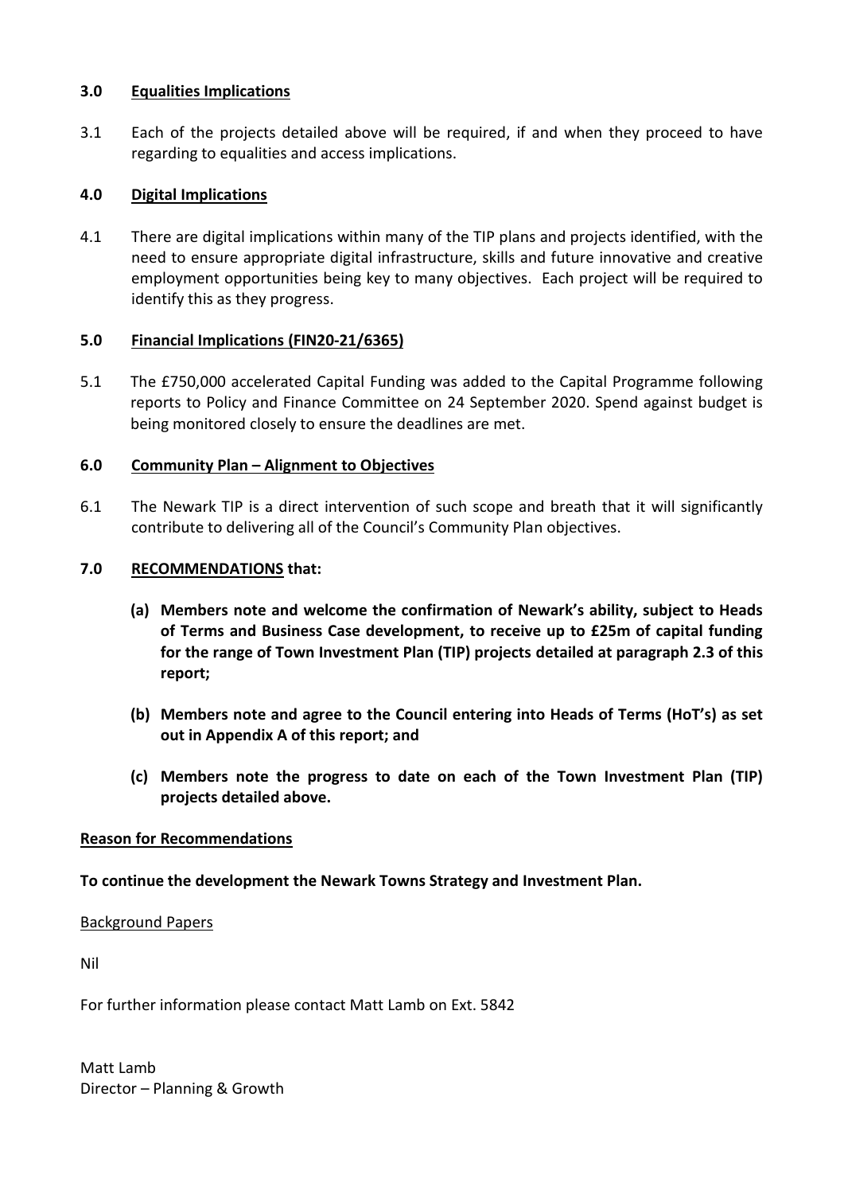## 3.0 Equalities Implications

3.1 Each of the projects detailed above will be required, if and when they proceed to have regarding to equalities and access implications.

## 4.0 Digital Implications

4.1 There are digital implications within many of the TIP plans and projects identified, with the need to ensure appropriate digital infrastructure, skills and future innovative and creative employment opportunities being key to many objectives. Each project will be required to identify this as they progress.

## 5.0 Financial Implications (FIN20-21/6365)

5.1 The £750,000 accelerated Capital Funding was added to the Capital Programme following reports to Policy and Finance Committee on 24 September 2020. Spend against budget is being monitored closely to ensure the deadlines are met.

## 6.0 Community Plan – Alignment to Objectives

6.1 The Newark TIP is a direct intervention of such scope and breath that it will significantly contribute to delivering all of the Council's Community Plan objectives.

## 7.0 RECOMMENDATIONS that:

**(a) Members note and welcome the confirmation of Newark's ability, subject to Heads of Terms and Business Case development, to receive up to £25m of capital funding for the range of Town Investment Plan (TIP) projects detailed at paragraph 2.3 of this report;**

**(b) Members note and agree to the Council entering into Heads of Terms (HoT's) as set out in Appendix A of this report; and**

**(c) Members note the progress to date on each of the Town Investment Plan (TIP) projects detailed above.**

**Reason for Recommendations**

**To continue the development the Newark Towns Strategy and Investment Plan.**

Background Papers

Nil

For further information please contact Matt Lamb on Ext. 5842

Matt Lamb
Director – Planning & Growth